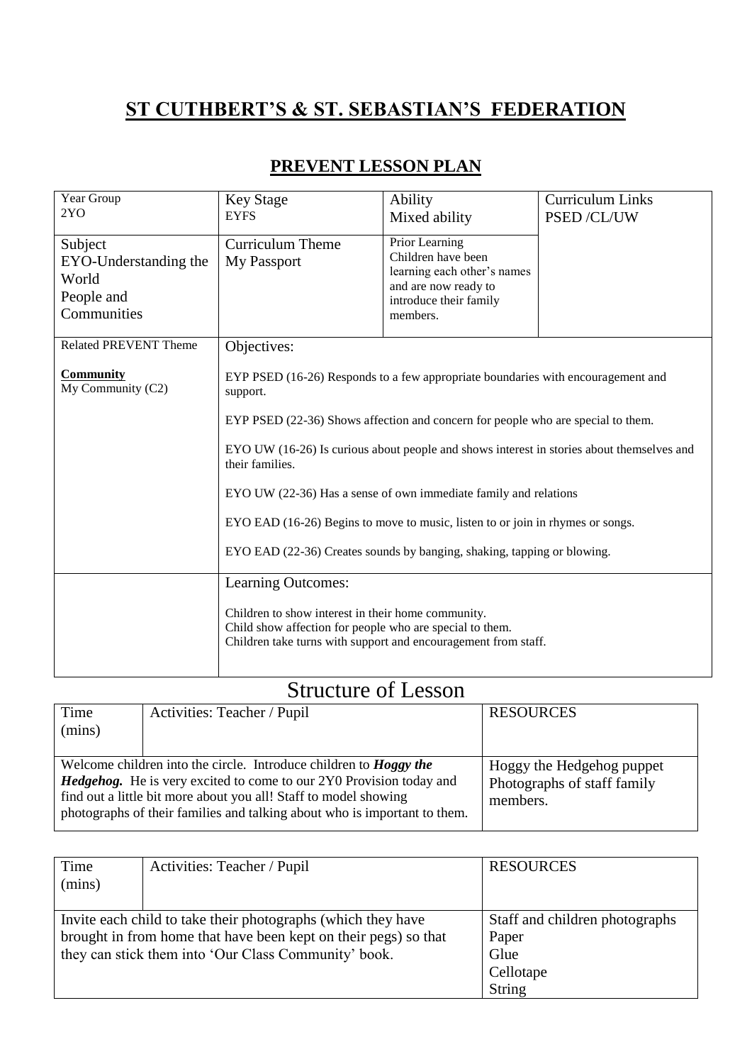# ST CUTHBERT'S & ST. SEBASTIAN'S FEDERATION

## PREVENT LESSON PLAN

| Year Group<br>2YO | Key Stage<br>EYFS | Ability<br>Mixed ability | Curriculum Links<br>PSED /CL/UW |
|---|---|---|---|
| Subject<br>EYO-Understanding the World<br>People and Communities | Curriculum Theme<br>My Passport | Prior Learning<br>Children have been learning each other's names and are now ready to introduce their family members. | |
| Related PREVENT Theme<br><br>**Community**<br>My Community (C2) | Objectives:<br><br>EYP PSED (16-26) Responds to a few appropriate boundaries with encouragement and support.<br><br>EYP PSED (22-36) Shows affection and concern for people who are special to them.<br><br>EYO UW (16-26) Is curious about people and shows interest in stories about themselves and their families.<br><br>EYO UW (22-36) Has a sense of own immediate family and relations<br><br>EYO EAD (16-26) Begins to move to music, listen to or join in rhymes or songs.<br><br>EYO EAD (22-36) Creates sounds by banging, shaking, tapping or blowing. | | |
| | Learning Outcomes:<br><br>Children to show interest in their home community.<br>Child show affection for people who are special to them.<br>Children take turns with support and encouragement from staff. | | |

# Structure of Lesson

| Time (mins) | Activities: Teacher / Pupil | RESOURCES |
|---|---|---|
| Welcome children into the circle. Introduce children to ***Hoggy the Hedgehog.*** He is very excited to come to our 2Y0 Provision today and find out a little bit more about you all! Staff to model showing photographs of their families and talking about who is important to them. | | Hoggy the Hedgehog puppet<br>Photographs of staff family members. |

| Time (mins) | Activities: Teacher / Pupil | RESOURCES |
|---|---|---|
| Invite each child to take their photographs (which they have brought in from home that have been kept on their pegs) so that they can stick them into 'Our Class Community' book. | | Staff and children photographs<br>Paper<br>Glue<br>Cellotape<br>String |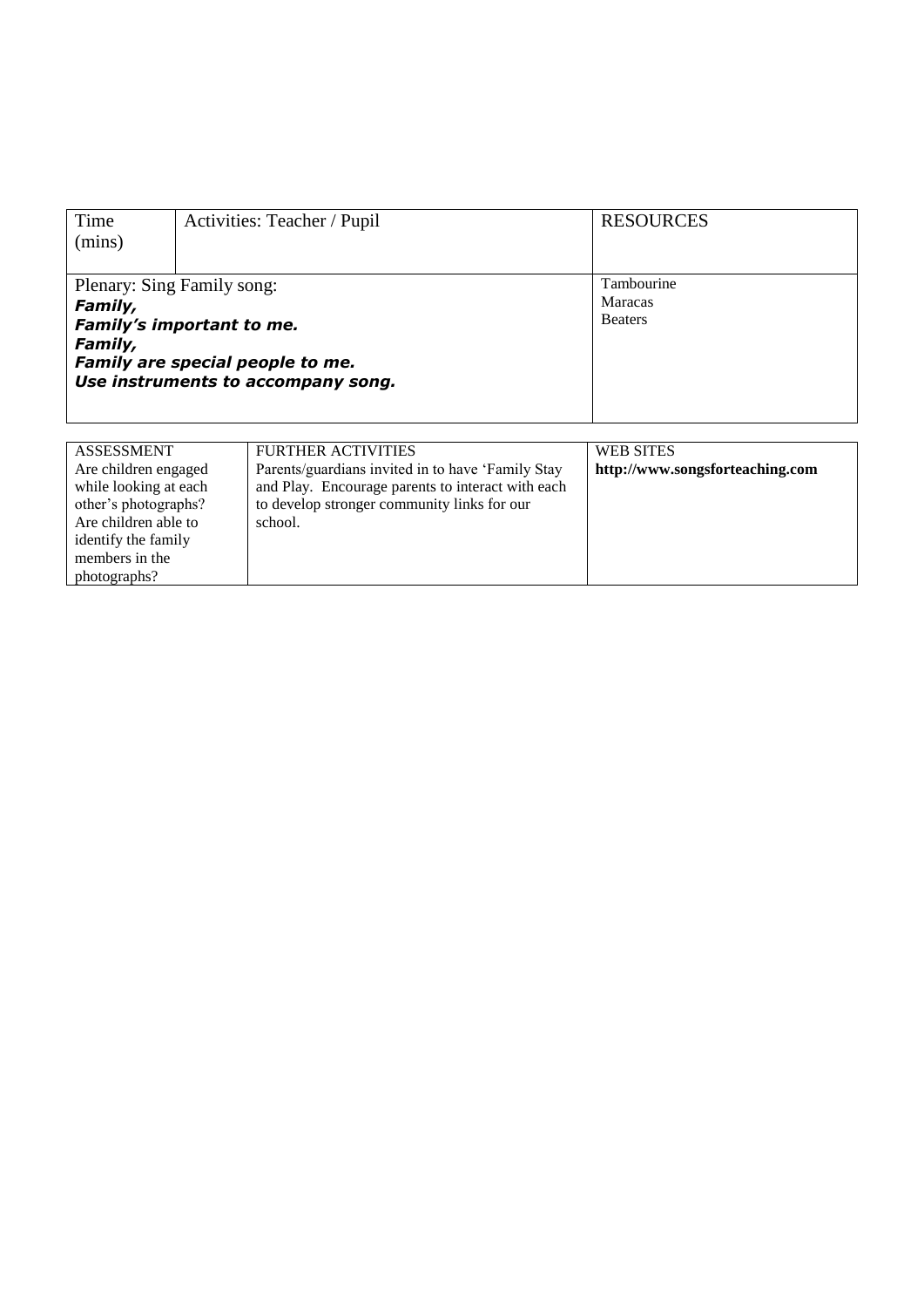| Time (mins) | Activities: Teacher / Pupil | RESOURCES |
|---|---|---|
| Plenary: Sing Family song:<br>***Family,***<br>***Family's important to me.***<br>***Family,***<br>***Family are special people to me.***<br>***Use instruments to accompany song.*** | | Tambourine<br>Maracas<br>Beaters |

| ASSESSMENT | FURTHER ACTIVITIES | WEB SITES |
|---|---|---|
| Are children engaged while looking at each other's photographs?<br>Are children able to identify the family members in the photographs? | Parents/guardians invited in to have 'Family Stay and Play. Encourage parents to interact with each to develop stronger community links for our school. | **http://www.songsforteaching.com** |